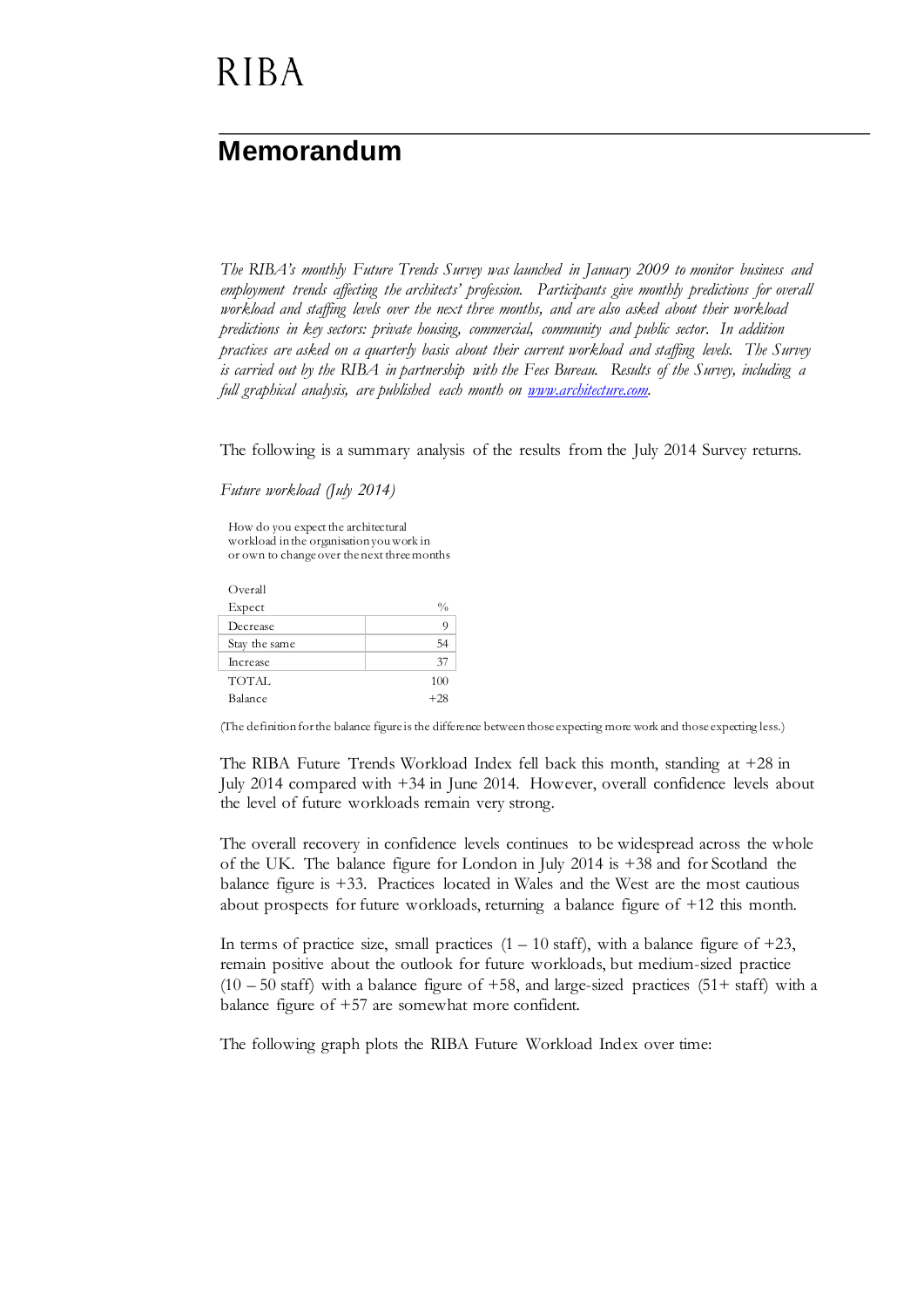# RIBA

## Memorandum

*The RIBA's monthly Future Trends Survey was launched in January 2009 to monitor business and employment trends affecting the architects' profession. Participants give monthly predictions for overall workload and staffing levels over the next three months, and are also asked about their workload predictions in key sectors: private housing, commercial, community and public sector. In addition practices are asked on a quarterly basis about their current workload and staffing levels. The Survey is carried out by the RIBA in partnership with the Fees Bureau. Results of the Survey, including a full graphical analysis, are published each month on [www.architecture.com](www.architecture.com).*

The following is a summary analysis of the results from the July 2014 Survey returns.

*Future workload (July 2014)*

How do you expect the architectural workload in the organisation you work in or own to change over the next three months

| Overall Expect | % |
|---|---|
| Decrease | 9 |
| Stay the same | 54 |
| Increase | 37 |
| TOTAL | 100 |
| Balance | +28 |

(The definition for the balance figure is the difference between those expecting more work and those expecting less.)

The RIBA Future Trends Workload Index fell back this month, standing at +28 in July 2014 compared with +34 in June 2014. However, overall confidence levels about the level of future workloads remain very strong.

The overall recovery in confidence levels continues to be widespread across the whole of the UK. The balance figure for London in July 2014 is +38 and for Scotland the balance figure is +33. Practices located in Wales and the West are the most cautious about prospects for future workloads, returning a balance figure of +12 this month.

In terms of practice size, small practices (1 – 10 staff), with a balance figure of +23, remain positive about the outlook for future workloads, but medium-sized practice (10 – 50 staff) with a balance figure of +58, and large-sized practices (51+ staff) with a balance figure of +57 are somewhat more confident.

The following graph plots the RIBA Future Workload Index over time: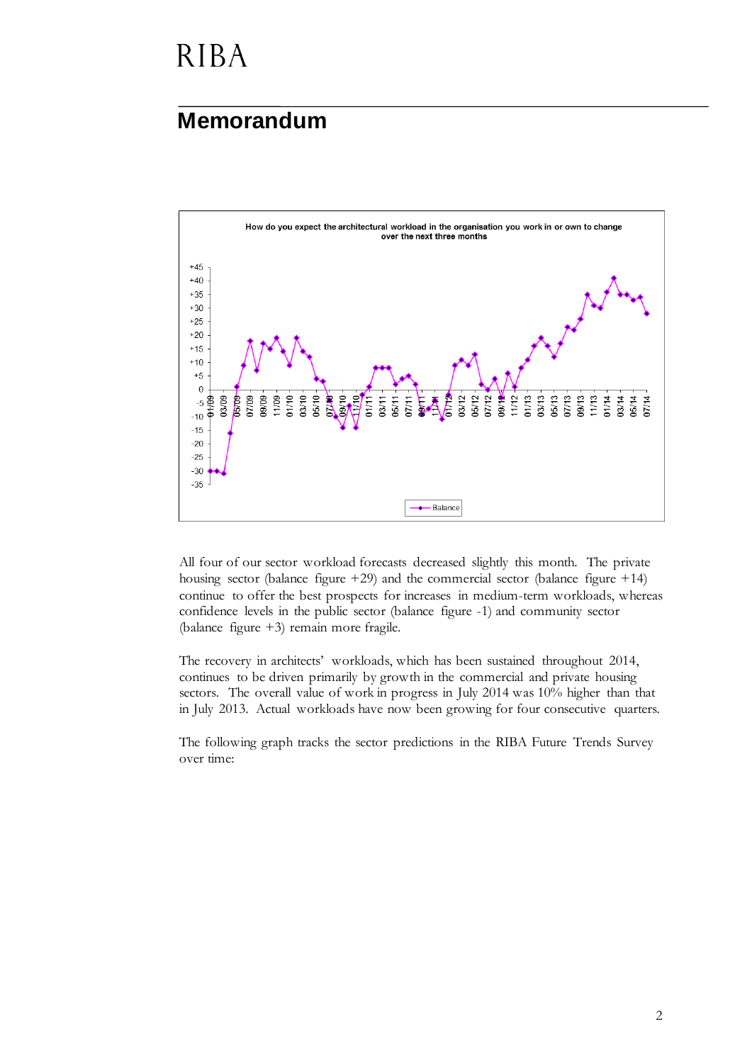# Memorandum

How do you expect the architectural workload in the organisation you work in or own to change over the next three months

All four of our sector workload forecasts decreased slightly this month. The private housing sector (balance figure +29) and the commercial sector (balance figure +14) continue to offer the best prospects for increases in medium-term workloads, whereas confidence levels in the public sector (balance figure -1) and community sector (balance figure +3) remain more fragile.

The recovery in architects' workloads, which has been sustained throughout 2014, continues to be driven primarily by growth in the commercial and private housing sectors. The overall value of work in progress in July 2014 was 10% higher than that in July 2013. Actual workloads have now been growing for four consecutive quarters.

The following graph tracks the sector predictions in the RIBA Future Trends Survey over time: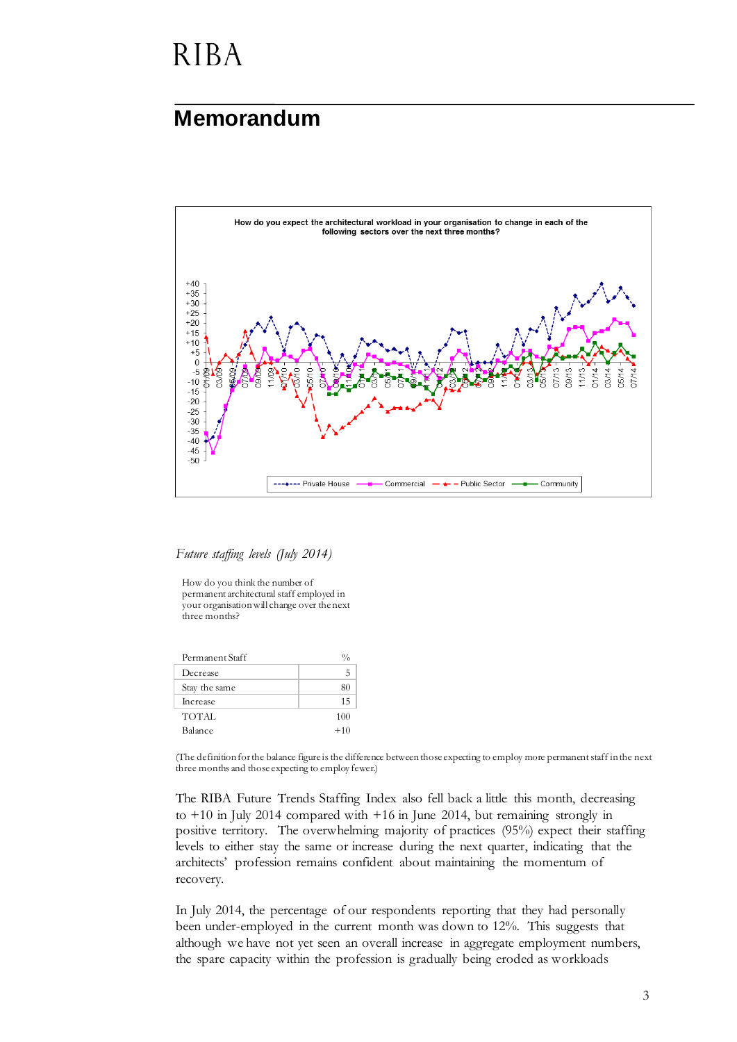# Memorandum

How do you expect the architectural workload in your organisation to change in each of the following sectors over the next three months?

*Future staffing levels (July 2014)*

How do you think the number of permanent architectural staff employed in your organisation will change over the next three months?

| Permanent Staff | % |
|---|---|
| Decrease | 5 |
| Stay the same | 80 |
| Increase | 15 |
| TOTAL | 100 |
| Balance | +10 |

(The definition for the balance figure is the difference between those expecting to employ more permanent staff in the next three months and those expecting to employ fewer.)

The RIBA Future Trends Staffing Index also fell back a little this month, decreasing to +10 in July 2014 compared with +16 in June 2014, but remaining strongly in positive territory. The overwhelming majority of practices (95%) expect their staffing levels to either stay the same or increase during the next quarter, indicating that the architects' profession remains confident about maintaining the momentum of recovery.

In July 2014, the percentage of our respondents reporting that they had personally been under-employed in the current month was down to 12%. This suggests that although we have not yet seen an overall increase in aggregate employment numbers, the spare capacity within the profession is gradually being eroded as workloads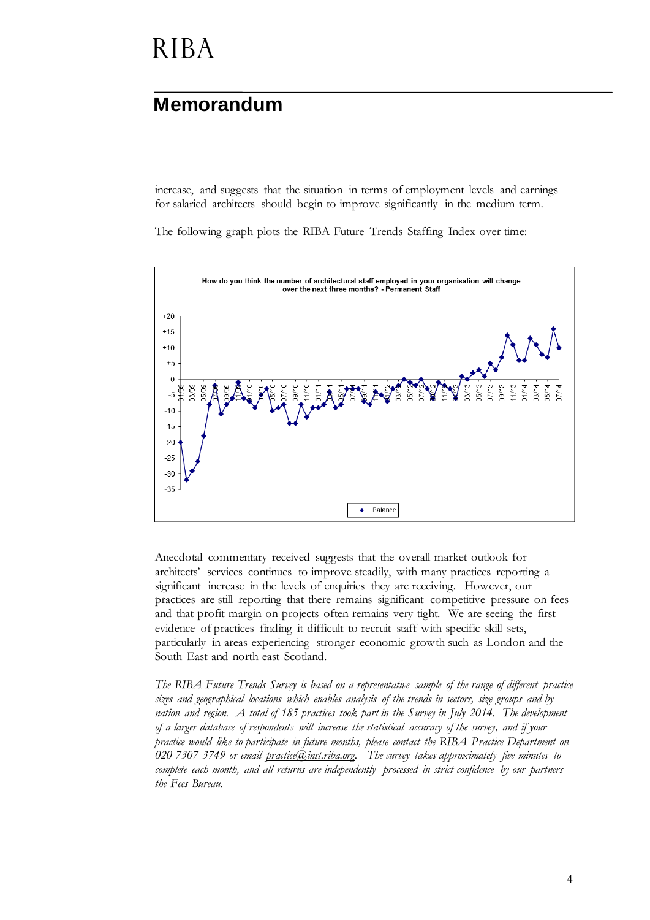# Memorandum

increase, and suggests that the situation in terms of employment levels and earnings for salaried architects should begin to improve significantly in the medium term.

The following graph plots the RIBA Future Trends Staffing Index over time:

How do you think the number of architectural staff employed in your organisation will change over the next three months? - Permanent Staff

+20
+15
+10
+5
0
-5
-10
-15
-20
-25
-30
-35

01/09 03/09 05/09 07/09 09/09 11/09 01/10 03/10 05/10 07/10 09/10 11/10 01/11 03/11 05/11 07/11 09/11 11/11 01/12 03/12 05/12 07/12 09/12 11/12 01/13 03/13 05/13 07/13 09/13 11/13 01/14 03/14 05/14 07/14

Balance

Anecdotal commentary received suggests that the overall market outlook for architects' services continues to improve steadily, with many practices reporting a significant increase in the levels of enquiries they are receiving. However, our practices are still reporting that there remains significant competitive pressure on fees and that profit margin on projects often remains very tight. We are seeing the first evidence of practices finding it difficult to recruit staff with specific skill sets, particularly in areas experiencing stronger economic growth such as London and the South East and north east Scotland.

*The RIBA Future Trends Survey is based on a representative sample of the range of different practice sizes and geographical locations which enables analysis of the trends in sectors, size groups and by nation and region. A total of 185 practices took part in the Survey in July 2014. The development of a larger database of respondents will increase the statistical accuracy of the survey, and if your practice would like to participate in future months, please contact the RIBA Practice Department on 020 7307 3749 or email practice@inst.riba.org. The survey takes approximately five minutes to complete each month, and all returns are independently processed in strict confidence by our partners the Fees Bureau.*